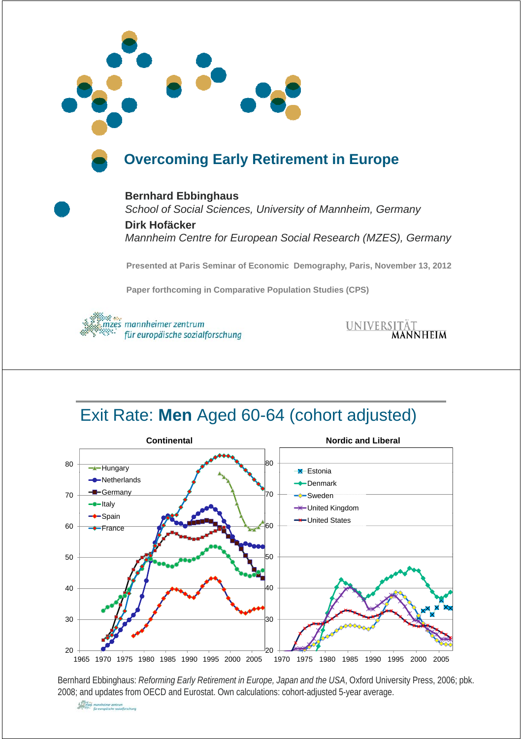# Overcoming Early Retirement in Europe

**Bernhard Ebbinghaus**

*School of Social Sciences, University of Mannheim, Germany*

**Dirk Hofäcker**

*Mannheim Centre for European Social Research (MZES), Germany*

**Presented at Paris Seminar of Economic Demography, Paris, November 13, 2012**

**Paper forthcoming in Comparative Population Studies (CPS)**

mzes mannheimer zentrum für europäische sozialforschung

UNIVERSITÄT MANNHEIM

---

## Exit Rate: **Men** Aged 60-64 (cohort adjusted)

**Continental** — Hungary, Netherlands, Germany, Italy, Spain, France

**Nordic and Liberal** — Estonia, Denmark, Sweden, United Kingdom, United States

Bernhard Ebbinghaus: *Reforming Early Retirement in Europe, Japan and the USA*, Oxford University Press, 2006; pbk. 2008; and updates from OECD and Eurostat. Own calculations: cohort-adjusted 5-year average.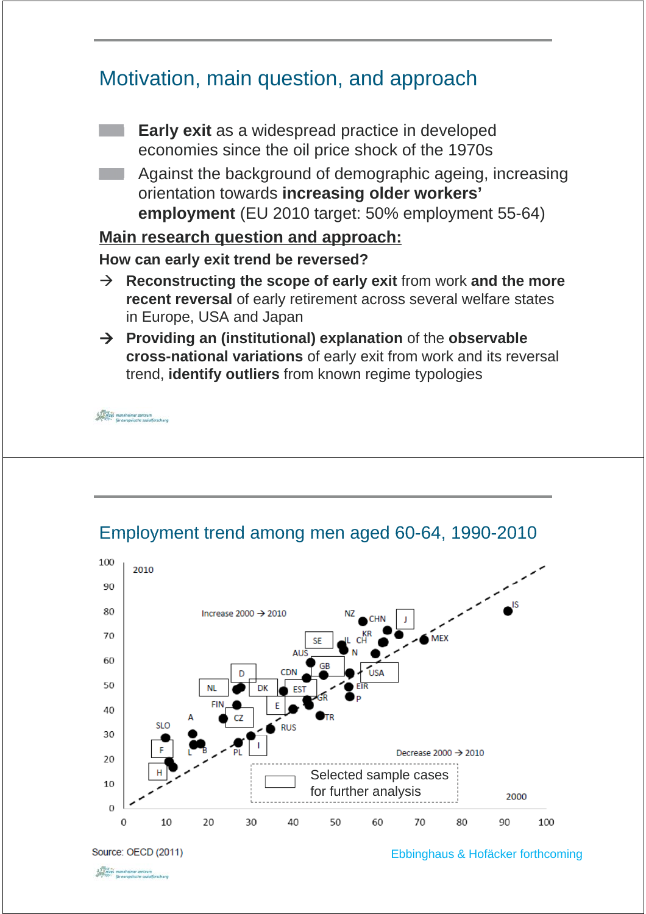## Motivation, main question, and approach

- **Early exit** as a widespread practice in developed economies since the oil price shock of the 1970s
- Against the background of demographic ageing, increasing orientation towards **increasing older workers' employment** (EU 2010 target: 50% employment 55-64)

**Main research question and approach:**

**How can early exit trend be reversed?**

→ **Reconstructing the scope of early exit** from work **and the more recent reversal** of early retirement across several welfare states in Europe, USA and Japan

→ **Providing an (institutional) explanation** of the **observable cross-national variations** of early exit from work and its reversal trend, **identify outliers** from known regime typologies

## Employment trend among men aged 60-64, 1990-2010

Source: OECD (2011)

Ebbinghaus & Hofäcker forthcoming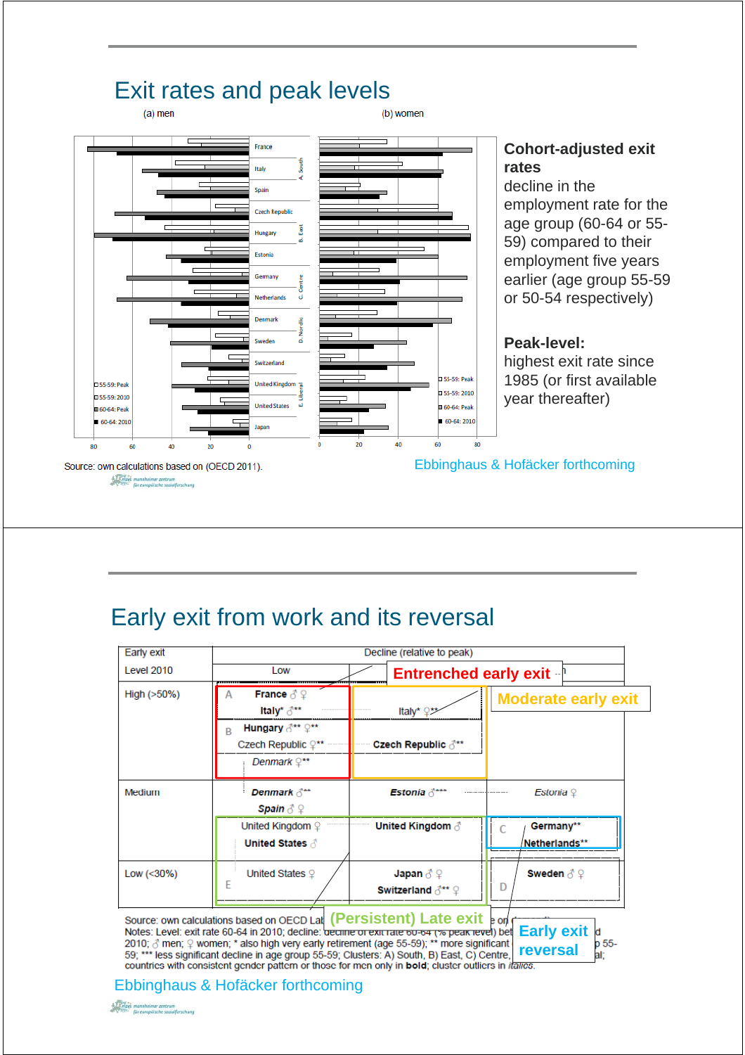## Exit rates and peak levels

(a) men — (b) women

France, Italy, Spain (A. South); Czech Republic, Hungary, Estonia (B. East); Germany, Netherlands (C. Centre); Denmark, Sweden (D. Nordic); Switzerland, United Kingdom, United States, Japan (E. Liberal)

55-59: Peak; 55-59: 2010; 60-64: Peak; 60-64: 2010

Source: own calculations based on (OECD 2011).

**Cohort-adjusted exit rates**
decline in the employment rate for the age group (60-64 or 55-59) compared to their employment five years earlier (age group 55-59 or 50-54 respectively)

**Peak-level:**
highest exit rate since 1985 (or first available year thereafter)

Ebbinghaus & Hofäcker forthcoming

## Early exit from work and its reversal

| Early exit Level 2010 | Decline (relative to peak): Low | Decline (relative to peak): Medium | Decline (relative to peak): High |
|---|---|---|---|
| High (>50%) | A **France** ♂ ♀, **Italy*** ♂**; B **Hungary** ♂** ♀**, Czech Republic ♀**, *Denmark* ♀** | Italy* ♀**, **Czech Republic** ♂** | |
| Medium | ***Denmark*** ♂**, **Spain** ♂ ♀, United Kingdom ♀, **United States** ♂ | ***Estonia*** ♂*** , **United Kingdom** ♂ | *Estonia* ♀; C **Germany****, **Netherlands**** |
| Low (<30%) | United States ♀ E | **Japan** ♂ ♀, **Switzerland** ♂** ♀ | D **Sweden** ♂ ♀ |

Entrenched early exit (A, B) — Moderate early exit — (Persistent) Late exit (E) — Early exit reversal (C)

Source: own calculations based on OECD Lab... Notes: Level: exit rate 60-64 in 2010; decline: decline of exit rate 60-64 (% peak level) bet... 2010; ♂ men; ♀ women; * also high very early retirement (age 55-59); ** more significant ... 55-59; *** less significant decline in age group 55-59; Clusters: A) South, B) East, C) Centre, ...al; countries with consistent gender pattern or those for men only in **bold**; cluster outliers in *italics*.

Ebbinghaus & Hofäcker forthcoming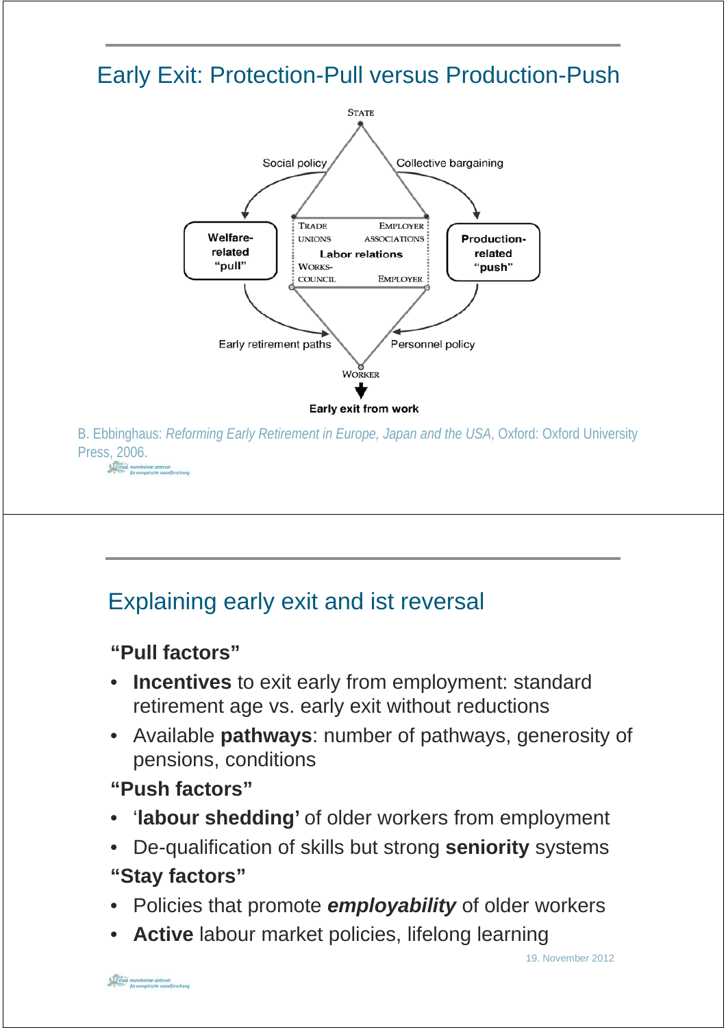# Early Exit: Protection-Pull versus Production-Push

STATE

Social policy — Collective bargaining

Welfare-related "pull"

TRADE UNIONS — EMPLOYER ASSOCIATIONS

Labor relations

WORKS-COUNCIL — EMPLOYER

Production-related "push"

Early retirement paths — Personnel policy

WORKER

**Early exit from work**

B. Ebbinghaus: *Reforming Early Retirement in Europe, Japan and the USA*, Oxford: Oxford University Press, 2006.

# Explaining early exit and ist reversal

**"Pull factors"**

- **Incentives** to exit early from employment: standard retirement age vs. early exit without reductions
- Available **pathways**: number of pathways, generosity of pensions, conditions

**"Push factors"**

- '**labour shedding'** of older workers from employment
- De-qualification of skills but strong **seniority** systems

**"Stay factors"**

- Policies that promote ***employability*** of older workers
- **Active** labour market policies, lifelong learning

19. November 2012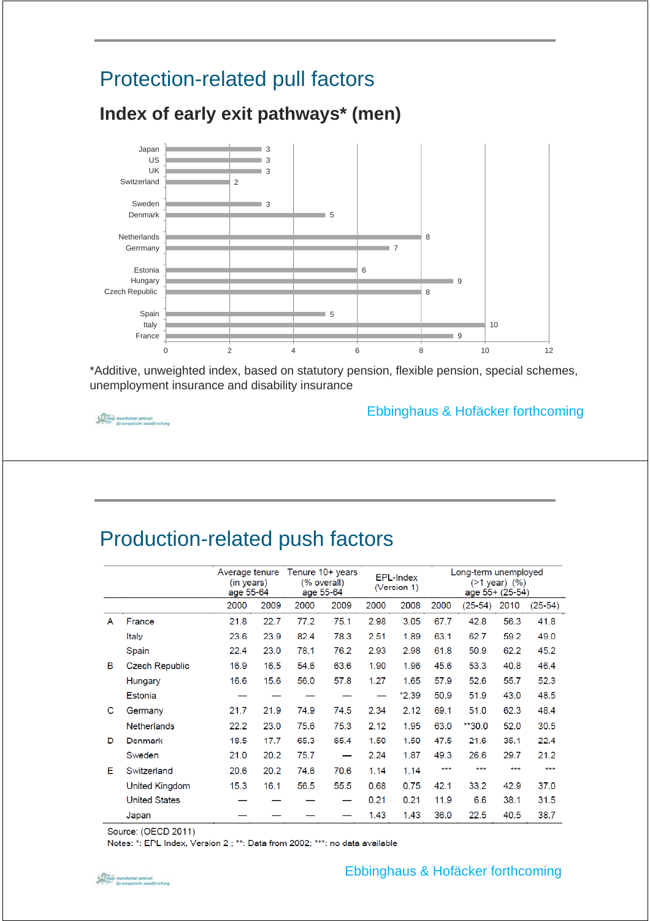## Protection-related pull factors

### Index of early exit pathways* (men)

| Country | Index |
|---|---|
| Japan | 3 |
| US | 3 |
| UK | 3 |
| Switzerland | 2 |
| Sweden | 3 |
| Denmark | 5 |
| Netherlands | 8 |
| Gerrmany | 7 |
| Estonia | 6 |
| Hungary | 9 |
| Czech Republic | 8 |
| Spain | 5 |
| Italy | 10 |
| France | 9 |

*Additive, unweighted index, based on statutory pension, flexible pension, special schemes, unemployment insurance and disability insurance

Ebbinghaus & Hofäcker forthcoming

## Production-related push factors

| | | Average tenure (in years) age 55-64 | | Tenure 10+ years (% overall) age 55-64 | | EPL-Index (Version 1) | | Long-term unemployed (>1 year) (%) age 55+ (25-54) | | | |
|---|---|---|---|---|---|---|---|---|---|---|---|
| | | 2000 | 2009 | 2000 | 2009 | 2000 | 2008 | 2000 | (25-54) | 2010 | (25-54) |
| A | France | 21.8 | 22.7 | 77.2 | 75.1 | 2.98 | 3.05 | 67.7 | 42.8 | 56.3 | 41.8 |
| | Italy | 23.6 | 23.9 | 82.4 | 78.3 | 2.51 | 1.89 | 63.1 | 62.7 | 59.2 | 49.0 |
| | Spain | 22.4 | 23.0 | 78.1 | 76.2 | 2.93 | 2.98 | 61.8 | 50.9 | 62.2 | 45.2 |
| B | Czech Republic | 16.9 | 16.5 | 54.6 | 63.6 | 1.90 | 1.96 | 45.6 | 53.3 | 40.8 | 46.4 |
| | Hungary | 16.6 | 15.6 | 56.0 | 57.8 | 1.27 | 1.65 | 57.9 | 52.6 | 55.7 | 52.3 |
| | Estonia | — | — | — | — | — | *2.39 | 50.9 | 51.9 | 43.0 | 48.5 |
| C | Germany | 21.7 | 21.9 | 74.9 | 74.5 | 2.34 | 2.12 | 69.1 | 51.0 | 62.3 | 48.4 |
| | Netherlands | 22.2 | 23.0 | 75.6 | 75.3 | 2.12 | 1.95 | 63.0 | **30.0 | 52.0 | 30.5 |
| D | Denmark | 18.5 | 17.7 | 65.3 | 65.4 | 1.50 | 1.50 | 47.5 | 21.6 | 35.1 | 22.4 |
| | Sweden | 21.0 | 20.2 | 75.7 | — | 2.24 | 1.87 | 49.3 | 26.6 | 29.7 | 21.2 |
| E | Switzerland | 20.6 | 20.2 | 74.6 | 70.6 | 1.14 | 1.14 | *** | *** | *** | *** |
| | United Kingdom | 15.3 | 16.1 | 56.5 | 55.5 | 0.68 | 0.75 | 42.1 | 33.2 | 42.9 | 37.0 |
| | United States | — | — | — | — | 0.21 | 0.21 | 11.9 | 6.6 | 38.1 | 31.5 |
| | Japan | — | — | — | — | 1.43 | 1.43 | 36.0 | 22.5 | 40.5 | 38.7 |

Source: (OECD 2011)
Notes: *: EPL Index, Version 2 ; **: Data from 2002; ***: no data available

Ebbinghaus & Hofäcker forthcoming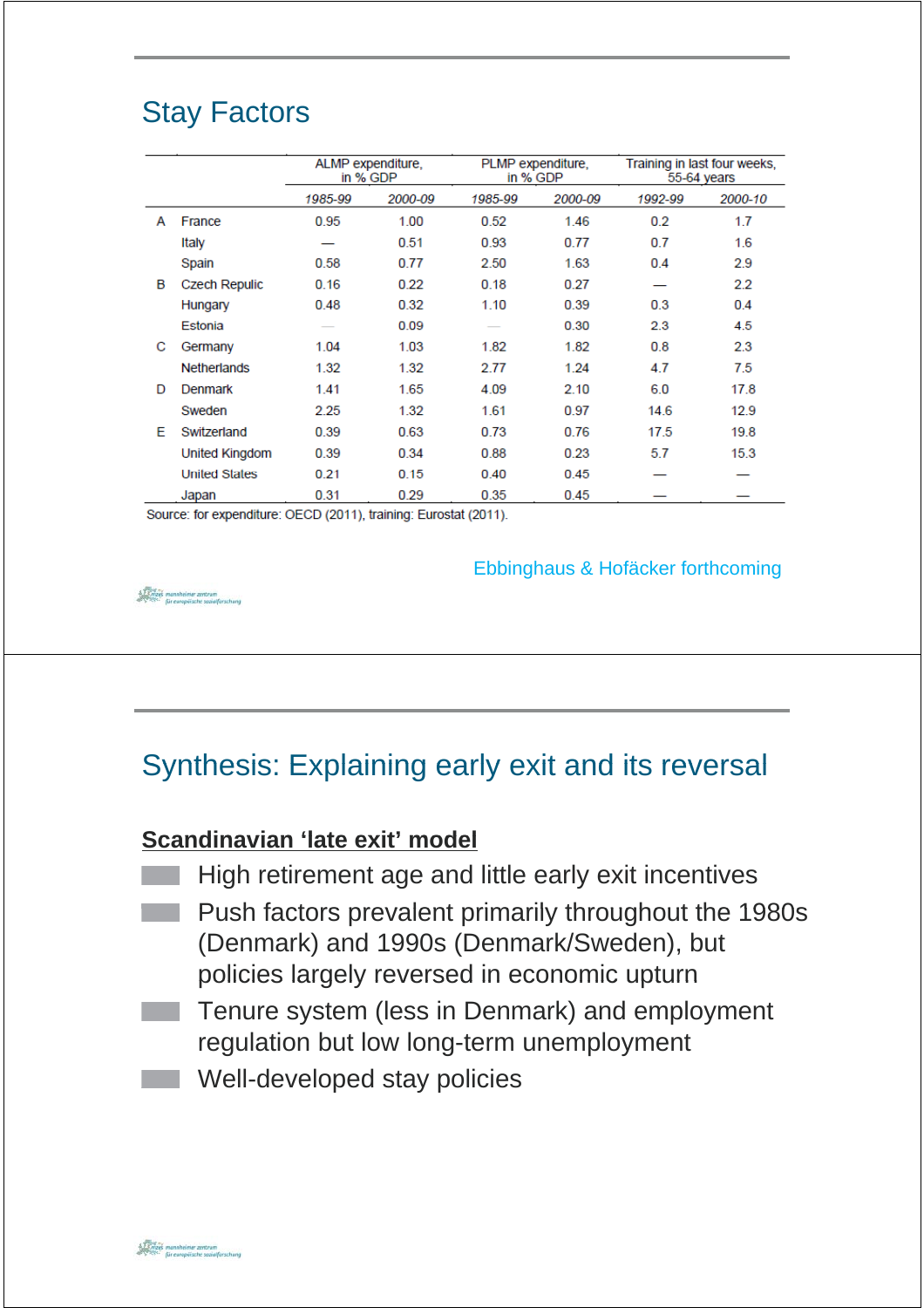## Stay Factors

| | | ALMP expenditure, in % GDP | | PLMP expenditure, in % GDP | | Training in last four weeks, 55-64 years | |
|---|---|---|---|---|---|---|---|
| | | 1985-99 | 2000-09 | 1985-99 | 2000-09 | 1992-99 | 2000-10 |
| A | France | 0.95 | 1.00 | 0.52 | 1.46 | 0.2 | 1.7 |
| | Italy | — | 0.51 | 0.93 | 0.77 | 0.7 | 1.6 |
| | Spain | 0.58 | 0.77 | 2.50 | 1.63 | 0.4 | 2.9 |
| B | Czech Repulic | 0.16 | 0.22 | 0.18 | 0.27 | — | 2.2 |
| | Hungary | 0.48 | 0.32 | 1.10 | 0.39 | 0.3 | 0.4 |
| | Estonia | — | 0.09 | — | 0.30 | 2.3 | 4.5 |
| C | Germany | 1.04 | 1.03 | 1.82 | 1.82 | 0.8 | 2.3 |
| | Netherlands | 1.32 | 1.32 | 2.77 | 1.24 | 4.7 | 7.5 |
| D | Denmark | 1.41 | 1.65 | 4.09 | 2.10 | 6.0 | 17.8 |
| | Sweden | 2.25 | 1.32 | 1.61 | 0.97 | 14.6 | 12.9 |
| E | Switzerland | 0.39 | 0.63 | 0.73 | 0.76 | 17.5 | 19.8 |
| | United Kingdom | 0.39 | 0.34 | 0.88 | 0.23 | 5.7 | 15.3 |
| | United States | 0.21 | 0.15 | 0.40 | 0.45 | — | — |
| | Japan | 0.31 | 0.29 | 0.35 | 0.45 | — | — |

Source: for expenditure: OECD (2011), training: Eurostat (2011).

Ebbinghaus & Hofäcker forthcoming

## Synthesis: Explaining early exit and its reversal

**Scandinavian 'late exit' model**

- High retirement age and little early exit incentives
- Push factors prevalent primarily throughout the 1980s (Denmark) and 1990s (Denmark/Sweden), but policies largely reversed in economic upturn
- Tenure system (less in Denmark) and employment regulation but low long-term unemployment
- Well-developed stay policies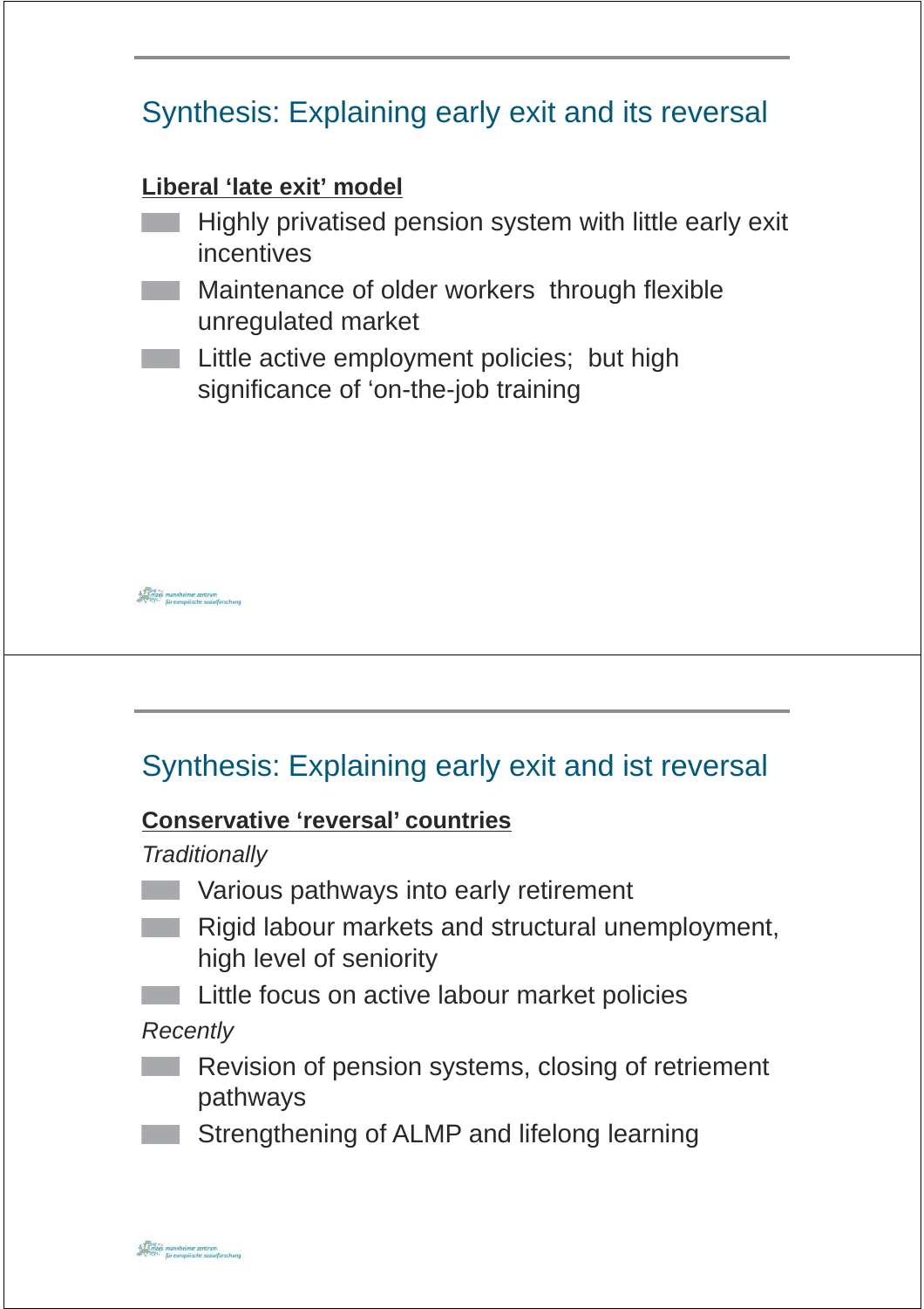## Synthesis: Explaining early exit and its reversal

**Liberal 'late exit' model**

- Highly privatised pension system with little early exit incentives
- Maintenance of older workers through flexible unregulated market
- Little active employment policies; but high significance of 'on-the-job training

## Synthesis: Explaining early exit and ist reversal

**Conservative 'reversal' countries**

*Traditionally*

- Various pathways into early retirement
- Rigid labour markets and structural unemployment, high level of seniority
- Little focus on active labour market policies

*Recently*

- Revision of pension systems, closing of retriement pathways
- Strengthening of ALMP and lifelong learning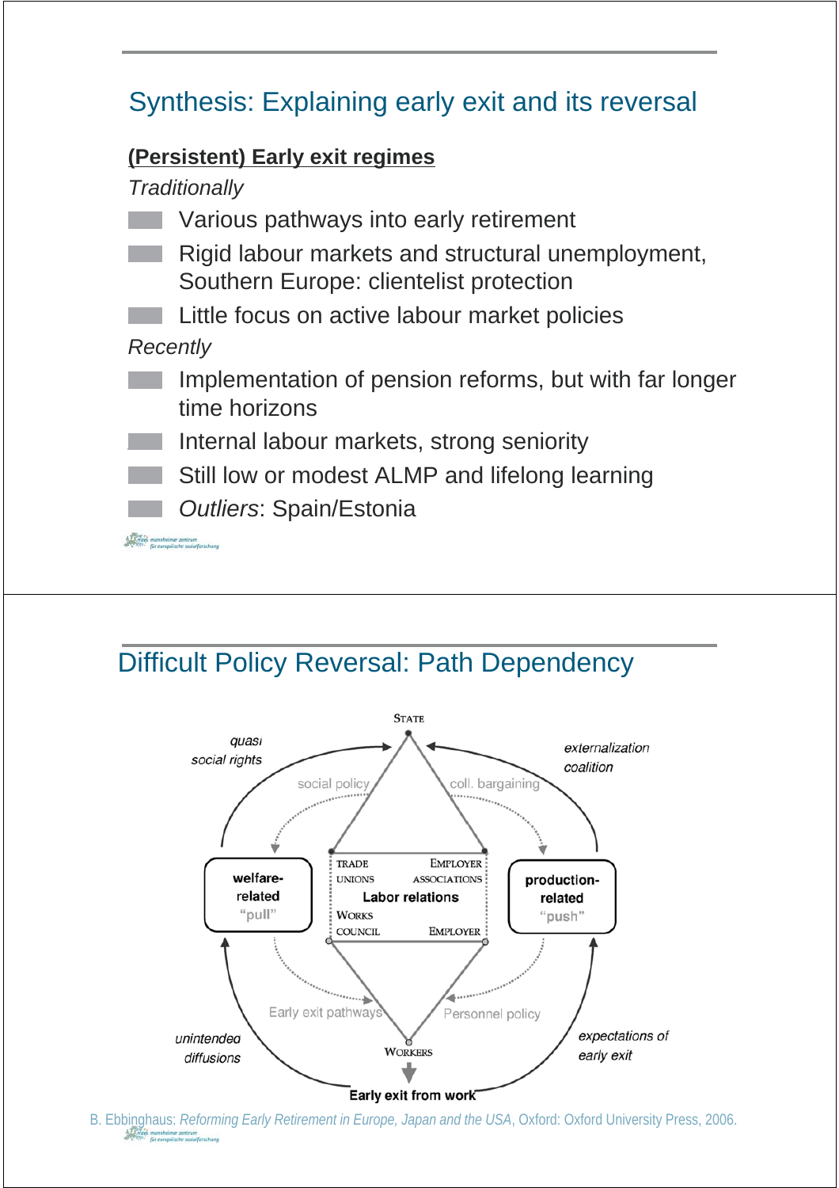## Synthesis: Explaining early exit and its reversal

**(Persistent) Early exit regimes**

*Traditionally*

- Various pathways into early retirement
- Rigid labour markets and structural unemployment, Southern Europe: clientelist protection
- Little focus on active labour market policies

*Recently*

- Implementation of pension reforms, but with far longer time horizons
- Internal labour markets, strong seniority
- Still low or modest ALMP and lifelong learning
- *Outliers*: Spain/Estonia

## Difficult Policy Reversal: Path Dependency

STATE

*quasi social rights*

*externalization coalition*

social policy

coll. bargaining

welfare-related "pull"

TRADE UNIONS

EMPLOYER ASSOCIATIONS

Labor relations

WORKS COUNCIL

EMPLOYER

production-related "push"

Early exit pathways

Personnel policy

*unintended diffusions*

WORKERS

*expectations of early exit*

Early exit from work

B. Ebbinghaus: *Reforming Early Retirement in Europe, Japan and the USA*, Oxford: Oxford University Press, 2006.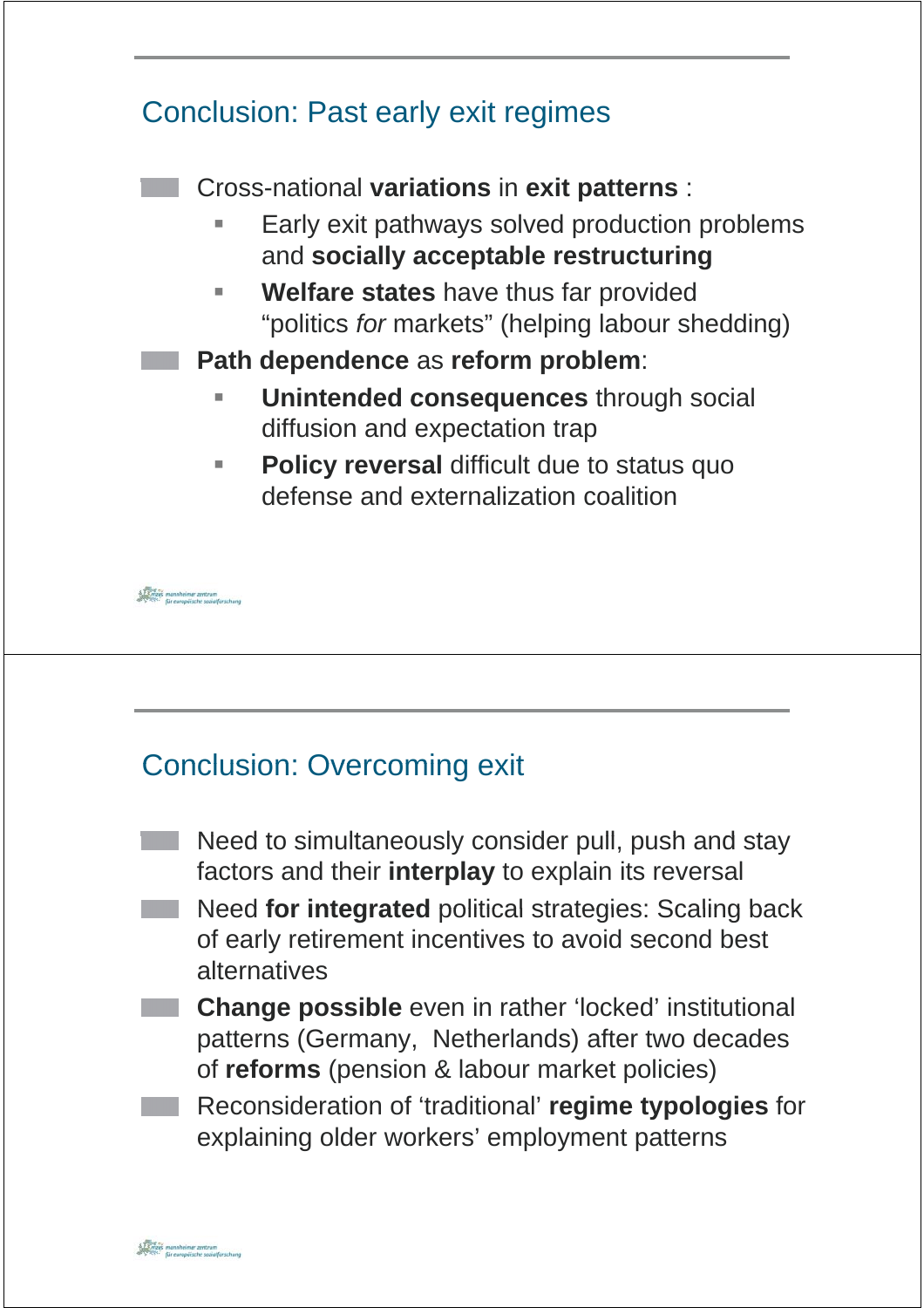## Conclusion: Past early exit regimes

- Cross-national **variations** in **exit patterns** :
  - Early exit pathways solved production problems and **socially acceptable restructuring**
  - **Welfare states** have thus far provided “politics *for* markets” (helping labour shedding)
- **Path dependence** as **reform problem**:
  - **Unintended consequences** through social diffusion and expectation trap
  - **Policy reversal** difficult due to status quo defense and externalization coalition

## Conclusion: Overcoming exit

- Need to simultaneously consider pull, push and stay factors and their **interplay** to explain its reversal
- Need **for integrated** political strategies: Scaling back of early retirement incentives to avoid second best alternatives
- **Change possible** even in rather ‘locked’ institutional patterns (Germany, Netherlands) after two decades of **reforms** (pension & labour market policies)
- Reconsideration of ‘traditional’ **regime typologies** for explaining older workers’ employment patterns